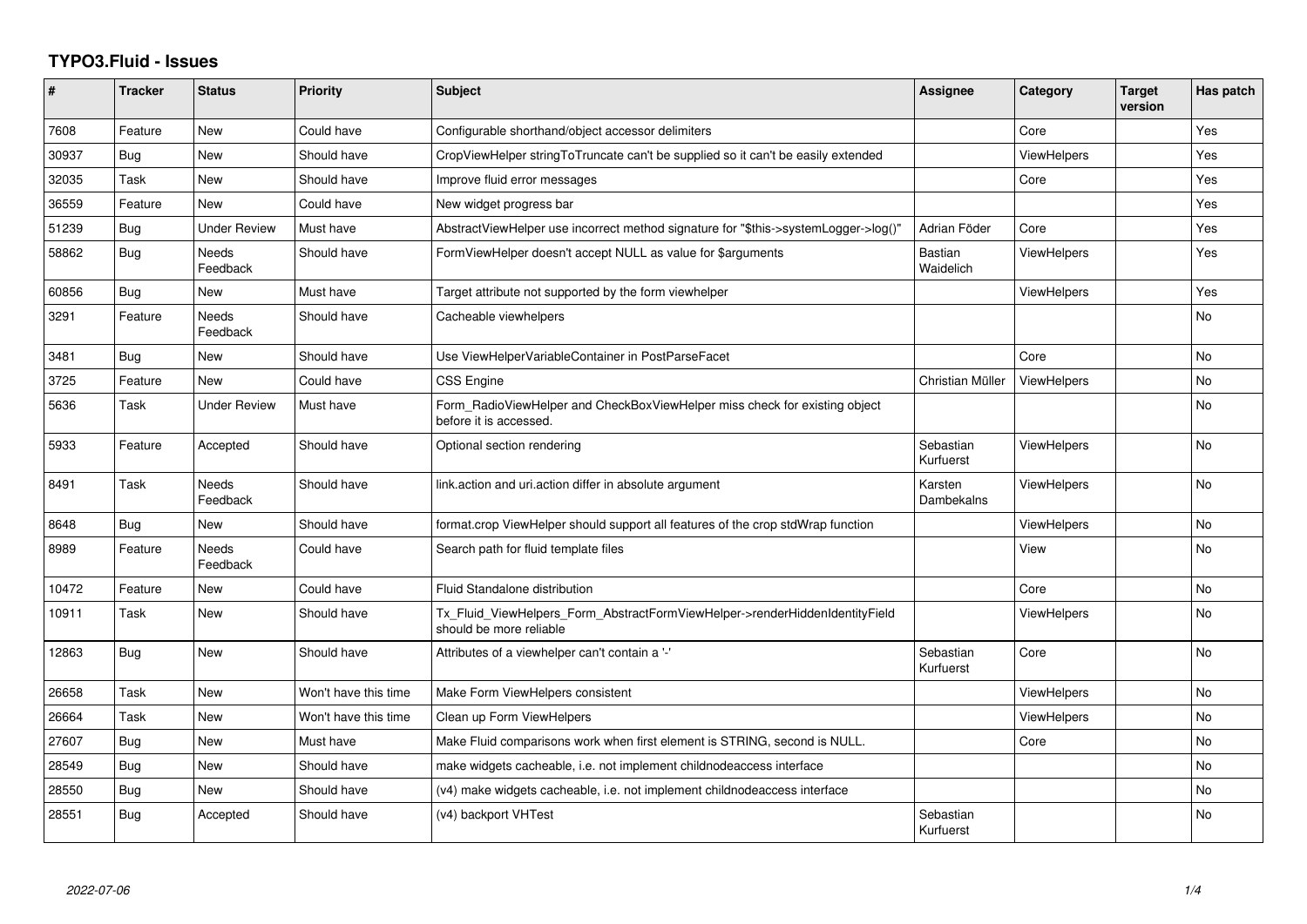# TYPO3.Fluid - Issues

| # | Tracker | Status | Priority | Subject | Assignee | Category | Target version | Has patch |
|---|---|---|---|---|---|---|---|---|
| 7608 | Feature | New | Could have | Configurable shorthand/object accessor delimiters | | Core | | Yes |
| 30937 | Bug | New | Should have | CropViewHelper stringToTruncate can't be supplied so it can't be easily extended | | ViewHelpers | | Yes |
| 32035 | Task | New | Should have | Improve fluid error messages | | Core | | Yes |
| 36559 | Feature | New | Could have | New widget progress bar | | | | Yes |
| 51239 | Bug | Under Review | Must have | AbstractViewHelper use incorrect method signature for "$this->systemLogger->log()" | Adrian Föder | Core | | Yes |
| 58862 | Bug | Needs Feedback | Should have | FormViewHelper doesn't accept NULL as value for $arguments | Bastian Waidelich | ViewHelpers | | Yes |
| 60856 | Bug | New | Must have | Target attribute not supported by the form viewhelper | | ViewHelpers | | Yes |
| 3291 | Feature | Needs Feedback | Should have | Cacheable viewhelpers | | | | No |
| 3481 | Bug | New | Should have | Use ViewHelperVariableContainer in PostParseFacet | | Core | | No |
| 3725 | Feature | New | Could have | CSS Engine | Christian Müller | ViewHelpers | | No |
| 5636 | Task | Under Review | Must have | Form_RadioViewHelper and CheckBoxViewHelper miss check for existing object before it is accessed. | | | | No |
| 5933 | Feature | Accepted | Should have | Optional section rendering | Sebastian Kurfuerst | ViewHelpers | | No |
| 8491 | Task | Needs Feedback | Should have | link.action and uri.action differ in absolute argument | Karsten Dambekalns | ViewHelpers | | No |
| 8648 | Bug | New | Should have | format.crop ViewHelper should support all features of the crop stdWrap function | | ViewHelpers | | No |
| 8989 | Feature | Needs Feedback | Could have | Search path for fluid template files | | View | | No |
| 10472 | Feature | New | Could have | Fluid Standalone distribution | | Core | | No |
| 10911 | Task | New | Should have | Tx_Fluid_ViewHelpers_Form_AbstractFormViewHelper->renderHiddenIdentityField should be more reliable | | ViewHelpers | | No |
| 12863 | Bug | New | Should have | Attributes of a viewhelper can't contain a '-' | Sebastian Kurfuerst | Core | | No |
| 26658 | Task | New | Won't have this time | Make Form ViewHelpers consistent | | ViewHelpers | | No |
| 26664 | Task | New | Won't have this time | Clean up Form ViewHelpers | | ViewHelpers | | No |
| 27607 | Bug | New | Must have | Make Fluid comparisons work when first element is STRING, second is NULL. | | Core | | No |
| 28549 | Bug | New | Should have | make widgets cacheable, i.e. not implement childnodeaccess interface | | | | No |
| 28550 | Bug | New | Should have | (v4) make widgets cacheable, i.e. not implement childnodeaccess interface | | | | No |
| 28551 | Bug | Accepted | Should have | (v4) backport VHTest | Sebastian Kurfuerst | | | No |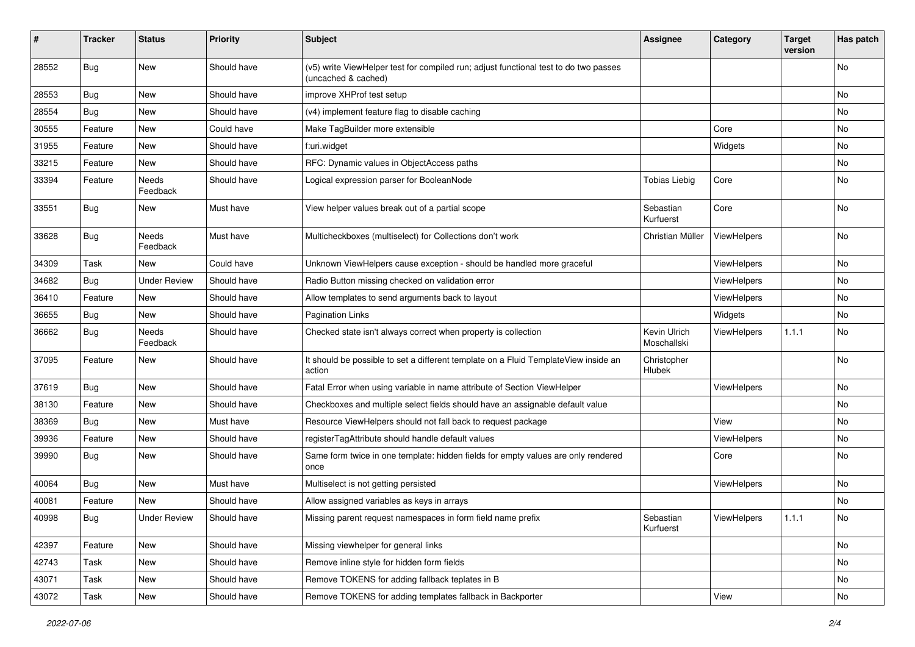| # | Tracker | Status | Priority | Subject | Assignee | Category | Target version | Has patch |
|---|---|---|---|---|---|---|---|---|
| 28552 | Bug | New | Should have | (v5) write ViewHelper test for compiled run; adjust functional test to do two passes (uncached & cached) | | | | No |
| 28553 | Bug | New | Should have | improve XHProf test setup | | | | No |
| 28554 | Bug | New | Should have | (v4) implement feature flag to disable caching | | | | No |
| 30555 | Feature | New | Could have | Make TagBuilder more extensible | | Core | | No |
| 31955 | Feature | New | Should have | f:uri.widget | | Widgets | | No |
| 33215 | Feature | New | Should have | RFC: Dynamic values in ObjectAccess paths | | | | No |
| 33394 | Feature | Needs Feedback | Should have | Logical expression parser for BooleanNode | Tobias Liebig | Core | | No |
| 33551 | Bug | New | Must have | View helper values break out of a partial scope | Sebastian Kurfuerst | Core | | No |
| 33628 | Bug | Needs Feedback | Must have | Multicheckboxes (multiselect) for Collections don't work | Christian Müller | ViewHelpers | | No |
| 34309 | Task | New | Could have | Unknown ViewHelpers cause exception - should be handled more graceful | | ViewHelpers | | No |
| 34682 | Bug | Under Review | Should have | Radio Button missing checked on validation error | | ViewHelpers | | No |
| 36410 | Feature | New | Should have | Allow templates to send arguments back to layout | | ViewHelpers | | No |
| 36655 | Bug | New | Should have | Pagination Links | | Widgets | | No |
| 36662 | Bug | Needs Feedback | Should have | Checked state isn't always correct when property is collection | Kevin Ulrich Moschallski | ViewHelpers | 1.1.1 | No |
| 37095 | Feature | New | Should have | It should be possible to set a different template on a Fluid TemplateView inside an action | Christopher Hlubek | | | No |
| 37619 | Bug | New | Should have | Fatal Error when using variable in name attribute of Section ViewHelper | | ViewHelpers | | No |
| 38130 | Feature | New | Should have | Checkboxes and multiple select fields should have an assignable default value | | | | No |
| 38369 | Bug | New | Must have | Resource ViewHelpers should not fall back to request package | | View | | No |
| 39936 | Feature | New | Should have | registerTagAttribute should handle default values | | ViewHelpers | | No |
| 39990 | Bug | New | Should have | Same form twice in one template: hidden fields for empty values are only rendered once | | Core | | No |
| 40064 | Bug | New | Must have | Multiselect is not getting persisted | | ViewHelpers | | No |
| 40081 | Feature | New | Should have | Allow assigned variables as keys in arrays | | | | No |
| 40998 | Bug | Under Review | Should have | Missing parent request namespaces in form field name prefix | Sebastian Kurfuerst | ViewHelpers | 1.1.1 | No |
| 42397 | Feature | New | Should have | Missing viewhelper for general links | | | | No |
| 42743 | Task | New | Should have | Remove inline style for hidden form fields | | | | No |
| 43071 | Task | New | Should have | Remove TOKENS for adding fallback teplates in B | | | | No |
| 43072 | Task | New | Should have | Remove TOKENS for adding templates fallback in Backporter | | View | | No |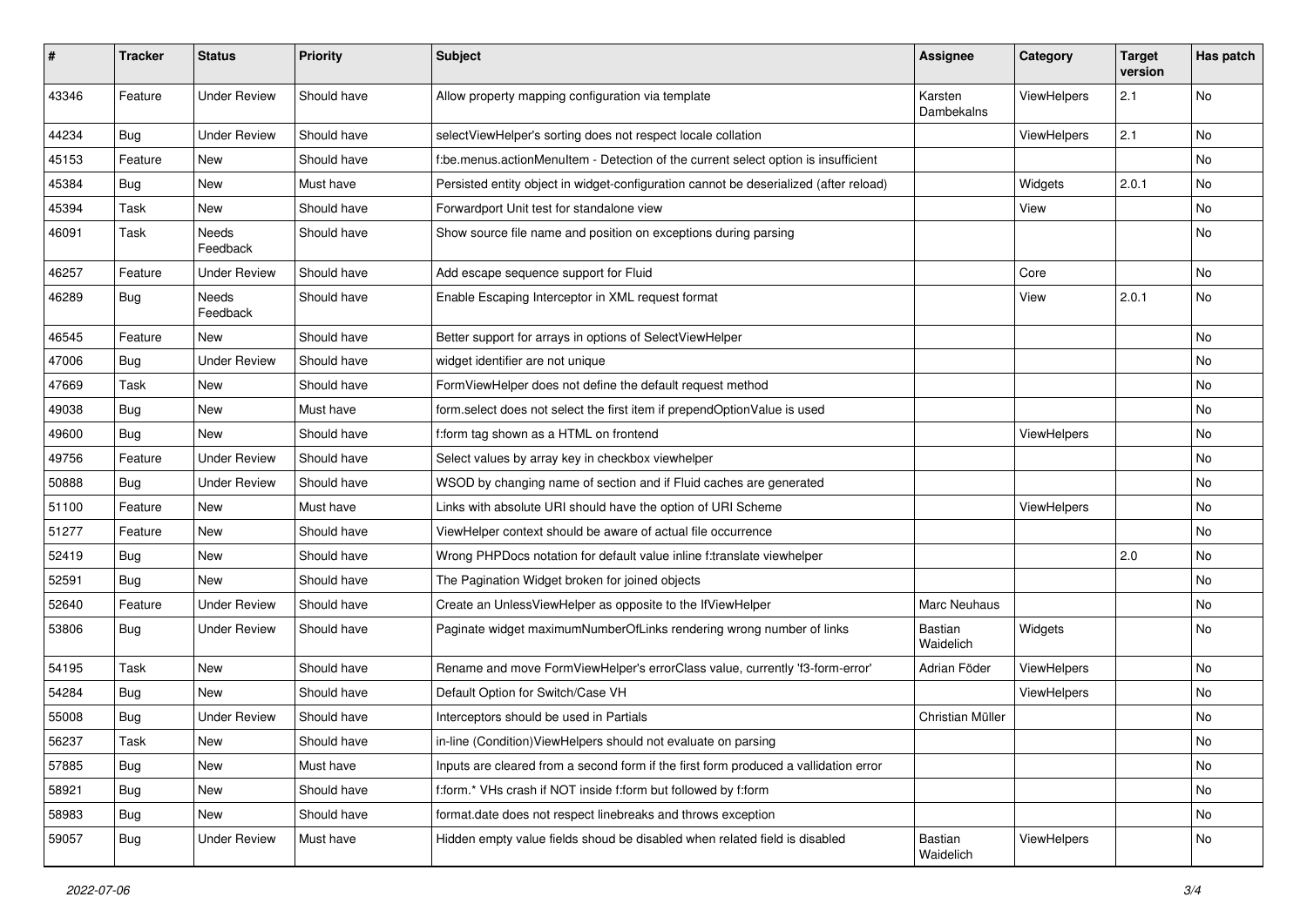| # | Tracker | Status | Priority | Subject | Assignee | Category | Target version | Has patch |
|---|---|---|---|---|---|---|---|---|
| 43346 | Feature | Under Review | Should have | Allow property mapping configuration via template | Karsten Dambekalns | ViewHelpers | 2.1 | No |
| 44234 | Bug | Under Review | Should have | selectViewHelper's sorting does not respect locale collation | | ViewHelpers | 2.1 | No |
| 45153 | Feature | New | Should have | f:be.menus.actionMenuItem - Detection of the current select option is insufficient | | | | No |
| 45384 | Bug | New | Must have | Persisted entity object in widget-configuration cannot be deserialized (after reload) | | Widgets | 2.0.1 | No |
| 45394 | Task | New | Should have | Forwardport Unit test for standalone view | | View | | No |
| 46091 | Task | Needs Feedback | Should have | Show source file name and position on exceptions during parsing | | | | No |
| 46257 | Feature | Under Review | Should have | Add escape sequence support for Fluid | | Core | | No |
| 46289 | Bug | Needs Feedback | Should have | Enable Escaping Interceptor in XML request format | | View | 2.0.1 | No |
| 46545 | Feature | New | Should have | Better support for arrays in options of SelectViewHelper | | | | No |
| 47006 | Bug | Under Review | Should have | widget identifier are not unique | | | | No |
| 47669 | Task | New | Should have | FormViewHelper does not define the default request method | | | | No |
| 49038 | Bug | New | Must have | form.select does not select the first item if prependOptionValue is used | | | | No |
| 49600 | Bug | New | Should have | f:form tag shown as a HTML on frontend | | ViewHelpers | | No |
| 49756 | Feature | Under Review | Should have | Select values by array key in checkbox viewhelper | | | | No |
| 50888 | Bug | Under Review | Should have | WSOD by changing name of section and if Fluid caches are generated | | | | No |
| 51100 | Feature | New | Must have | Links with absolute URI should have the option of URI Scheme | | ViewHelpers | | No |
| 51277 | Feature | New | Should have | ViewHelper context should be aware of actual file occurrence | | | | No |
| 52419 | Bug | New | Should have | Wrong PHPDocs notation for default value inline f:translate viewhelper | | | 2.0 | No |
| 52591 | Bug | New | Should have | The Pagination Widget broken for joined objects | | | | No |
| 52640 | Feature | Under Review | Should have | Create an UnlessViewHelper as opposite to the IfViewHelper | Marc Neuhaus | | | No |
| 53806 | Bug | Under Review | Should have | Paginate widget maximumNumberOfLinks rendering wrong number of links | Bastian Waidelich | Widgets | | No |
| 54195 | Task | New | Should have | Rename and move FormViewHelper's errorClass value, currently 'f3-form-error' | Adrian Föder | ViewHelpers | | No |
| 54284 | Bug | New | Should have | Default Option for Switch/Case VH | | ViewHelpers | | No |
| 55008 | Bug | Under Review | Should have | Interceptors should be used in Partials | Christian Müller | | | No |
| 56237 | Task | New | Should have | in-line (Condition)ViewHelpers should not evaluate on parsing | | | | No |
| 57885 | Bug | New | Must have | Inputs are cleared from a second form if the first form produced a vallidation error | | | | No |
| 58921 | Bug | New | Should have | f:form.* VHs crash if NOT inside f:form but followed by f:form | | | | No |
| 58983 | Bug | New | Should have | format.date does not respect linebreaks and throws exception | | | | No |
| 59057 | Bug | Under Review | Must have | Hidden empty value fields shoud be disabled when related field is disabled | Bastian Waidelich | ViewHelpers | | No |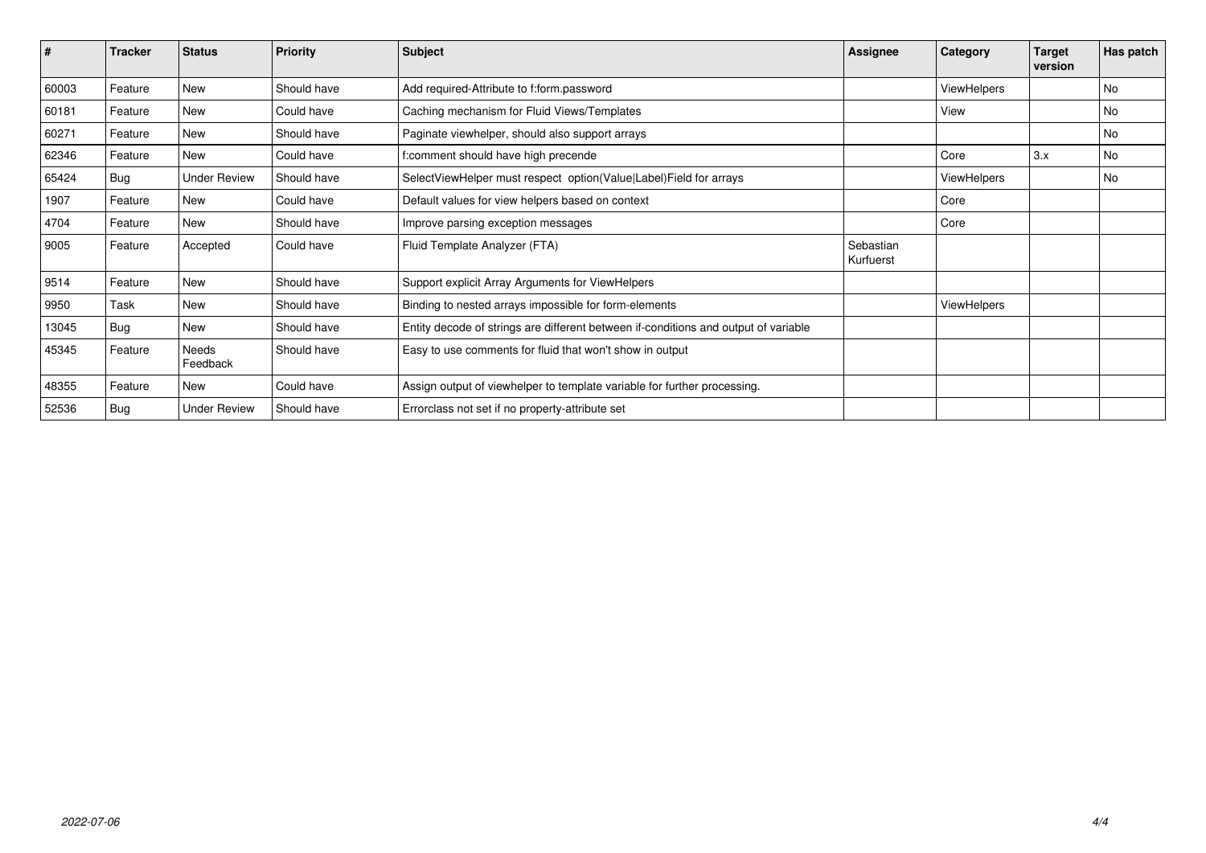| # | Tracker | Status | Priority | Subject | Assignee | Category | Target version | Has patch |
|---|---|---|---|---|---|---|---|---|
| 60003 | Feature | New | Should have | Add required-Attribute to f:form.password | | ViewHelpers | | No |
| 60181 | Feature | New | Could have | Caching mechanism for Fluid Views/Templates | | View | | No |
| 60271 | Feature | New | Should have | Paginate viewhelper, should also support arrays | | | | No |
| 62346 | Feature | New | Could have | f:comment should have high precende | | Core | 3.x | No |
| 65424 | Bug | Under Review | Should have | SelectViewHelper must respect option(Value\|Label)Field for arrays | | ViewHelpers | | No |
| 1907 | Feature | New | Could have | Default values for view helpers based on context | | Core | | |
| 4704 | Feature | New | Should have | Improve parsing exception messages | | Core | | |
| 9005 | Feature | Accepted | Could have | Fluid Template Analyzer (FTA) | Sebastian Kurfuerst | | | |
| 9514 | Feature | New | Should have | Support explicit Array Arguments for ViewHelpers | | | | |
| 9950 | Task | New | Should have | Binding to nested arrays impossible for form-elements | | ViewHelpers | | |
| 13045 | Bug | New | Should have | Entity decode of strings are different between if-conditions and output of variable | | | | |
| 45345 | Feature | Needs Feedback | Should have | Easy to use comments for fluid that won't show in output | | | | |
| 48355 | Feature | New | Could have | Assign output of viewhelper to template variable for further processing. | | | | |
| 52536 | Bug | Under Review | Should have | Errorclass not set if no property-attribute set | | | | |